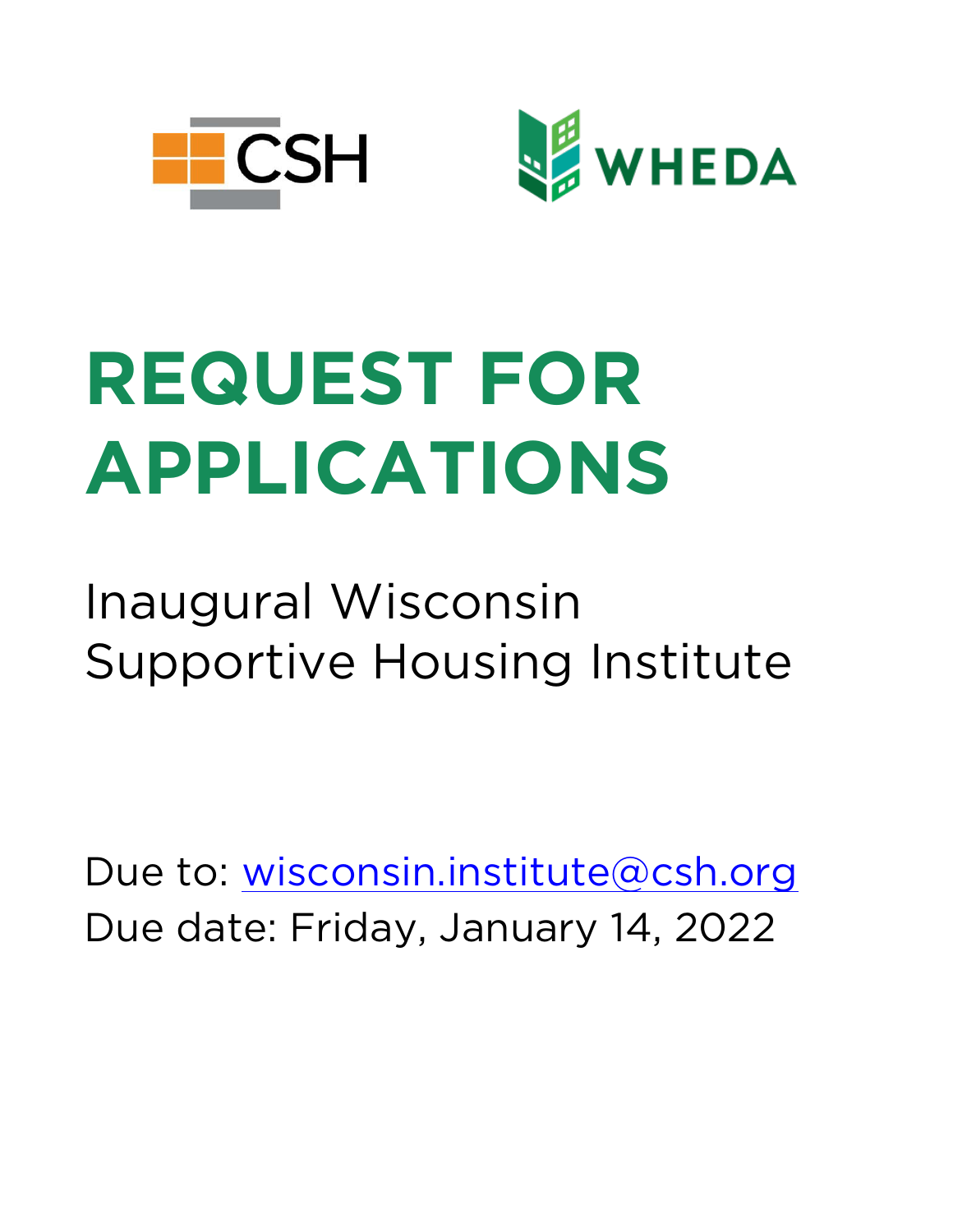CSH

WHEDA

# REQUEST FOR APPLICATIONS

Inaugural Wisconsin Supportive Housing Institute

Due to: wisconsin.institute@csh.org
Due date: Friday, January 14, 2022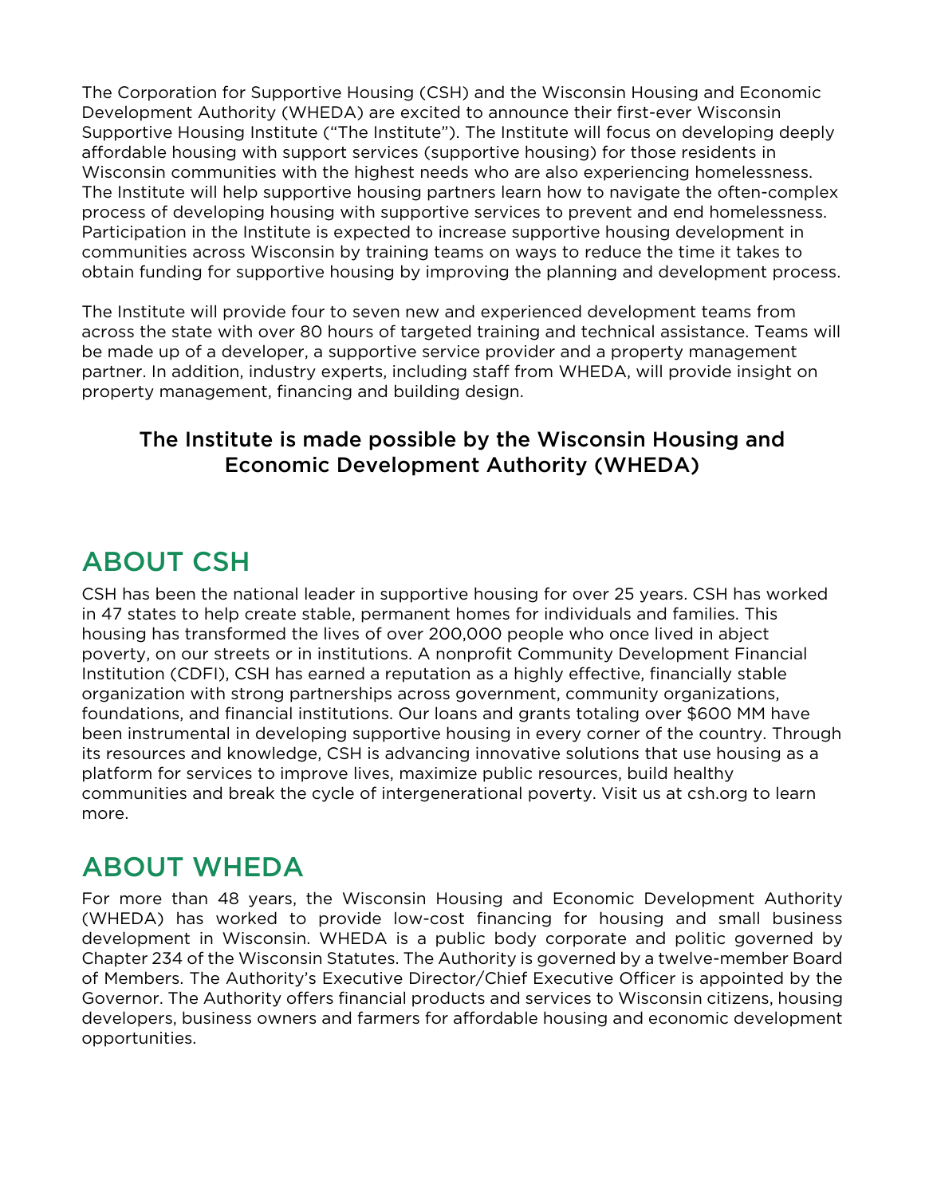The Corporation for Supportive Housing (CSH) and the Wisconsin Housing and Economic Development Authority (WHEDA) are excited to announce their first-ever Wisconsin Supportive Housing Institute ("The Institute"). The Institute will focus on developing deeply affordable housing with support services (supportive housing) for those residents in Wisconsin communities with the highest needs who are also experiencing homelessness. The Institute will help supportive housing partners learn how to navigate the often-complex process of developing housing with supportive services to prevent and end homelessness. Participation in the Institute is expected to increase supportive housing development in communities across Wisconsin by training teams on ways to reduce the time it takes to obtain funding for supportive housing by improving the planning and development process.

The Institute will provide four to seven new and experienced development teams from across the state with over 80 hours of targeted training and technical assistance. Teams will be made up of a developer, a supportive service provider and a property management partner. In addition, industry experts, including staff from WHEDA, will provide insight on property management, financing and building design.

**The Institute is made possible by the Wisconsin Housing and Economic Development Authority (WHEDA)**

## ABOUT CSH

CSH has been the national leader in supportive housing for over 25 years. CSH has worked in 47 states to help create stable, permanent homes for individuals and families. This housing has transformed the lives of over 200,000 people who once lived in abject poverty, on our streets or in institutions. A nonprofit Community Development Financial Institution (CDFI), CSH has earned a reputation as a highly effective, financially stable organization with strong partnerships across government, community organizations, foundations, and financial institutions. Our loans and grants totaling over $600 MM have been instrumental in developing supportive housing in every corner of the country. Through its resources and knowledge, CSH is advancing innovative solutions that use housing as a platform for services to improve lives, maximize public resources, build healthy communities and break the cycle of intergenerational poverty. Visit us at csh.org to learn more.

## ABOUT WHEDA

For more than 48 years, the Wisconsin Housing and Economic Development Authority (WHEDA) has worked to provide low-cost financing for housing and small business development in Wisconsin. WHEDA is a public body corporate and politic governed by Chapter 234 of the Wisconsin Statutes. The Authority is governed by a twelve-member Board of Members. The Authority's Executive Director/Chief Executive Officer is appointed by the Governor. The Authority offers financial products and services to Wisconsin citizens, housing developers, business owners and farmers for affordable housing and economic development opportunities.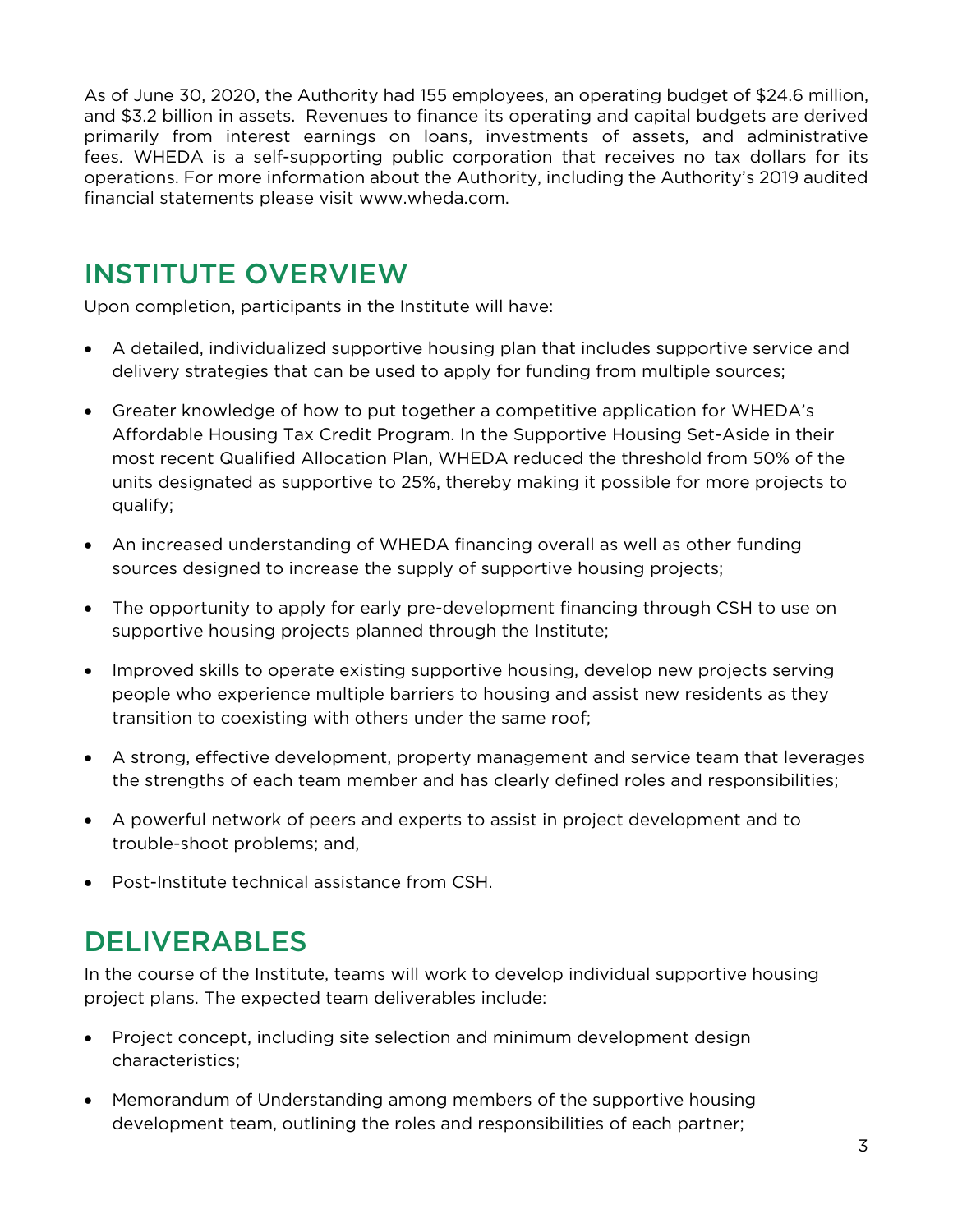As of June 30, 2020, the Authority had 155 employees, an operating budget of $24.6 million, and $3.2 billion in assets. Revenues to finance its operating and capital budgets are derived primarily from interest earnings on loans, investments of assets, and administrative fees. WHEDA is a self-supporting public corporation that receives no tax dollars for its operations. For more information about the Authority, including the Authority's 2019 audited financial statements please visit www.wheda.com.

## INSTITUTE OVERVIEW

Upon completion, participants in the Institute will have:

- A detailed, individualized supportive housing plan that includes supportive service and delivery strategies that can be used to apply for funding from multiple sources;
- Greater knowledge of how to put together a competitive application for WHEDA's Affordable Housing Tax Credit Program. In the Supportive Housing Set-Aside in their most recent Qualified Allocation Plan, WHEDA reduced the threshold from 50% of the units designated as supportive to 25%, thereby making it possible for more projects to qualify;
- An increased understanding of WHEDA financing overall as well as other funding sources designed to increase the supply of supportive housing projects;
- The opportunity to apply for early pre-development financing through CSH to use on supportive housing projects planned through the Institute;
- Improved skills to operate existing supportive housing, develop new projects serving people who experience multiple barriers to housing and assist new residents as they transition to coexisting with others under the same roof;
- A strong, effective development, property management and service team that leverages the strengths of each team member and has clearly defined roles and responsibilities;
- A powerful network of peers and experts to assist in project development and to trouble-shoot problems; and,
- Post-Institute technical assistance from CSH.

## DELIVERABLES

In the course of the Institute, teams will work to develop individual supportive housing project plans. The expected team deliverables include:

- Project concept, including site selection and minimum development design characteristics;
- Memorandum of Understanding among members of the supportive housing development team, outlining the roles and responsibilities of each partner;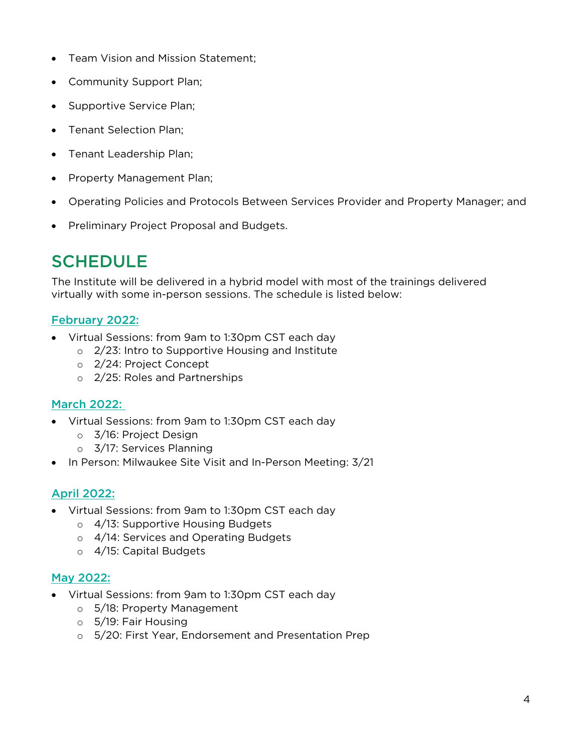- Team Vision and Mission Statement;
- Community Support Plan;
- Supportive Service Plan;
- Tenant Selection Plan;
- Tenant Leadership Plan;
- Property Management Plan;
- Operating Policies and Protocols Between Services Provider and Property Manager; and
- Preliminary Project Proposal and Budgets.

# SCHEDULE

The Institute will be delivered in a hybrid model with most of the trainings delivered virtually with some in-person sessions. The schedule is listed below:

### February 2022:

- Virtual Sessions: from 9am to 1:30pm CST each day
  - 2/23: Intro to Supportive Housing and Institute
  - 2/24: Project Concept
  - 2/25: Roles and Partnerships

### March 2022:

- Virtual Sessions: from 9am to 1:30pm CST each day
  - 3/16: Project Design
  - 3/17: Services Planning
- In Person: Milwaukee Site Visit and In-Person Meeting: 3/21

### April 2022:

- Virtual Sessions: from 9am to 1:30pm CST each day
  - 4/13: Supportive Housing Budgets
  - 4/14: Services and Operating Budgets
  - 4/15: Capital Budgets

### May 2022:

- Virtual Sessions: from 9am to 1:30pm CST each day
  - 5/18: Property Management
  - 5/19: Fair Housing
  - 5/20: First Year, Endorsement and Presentation Prep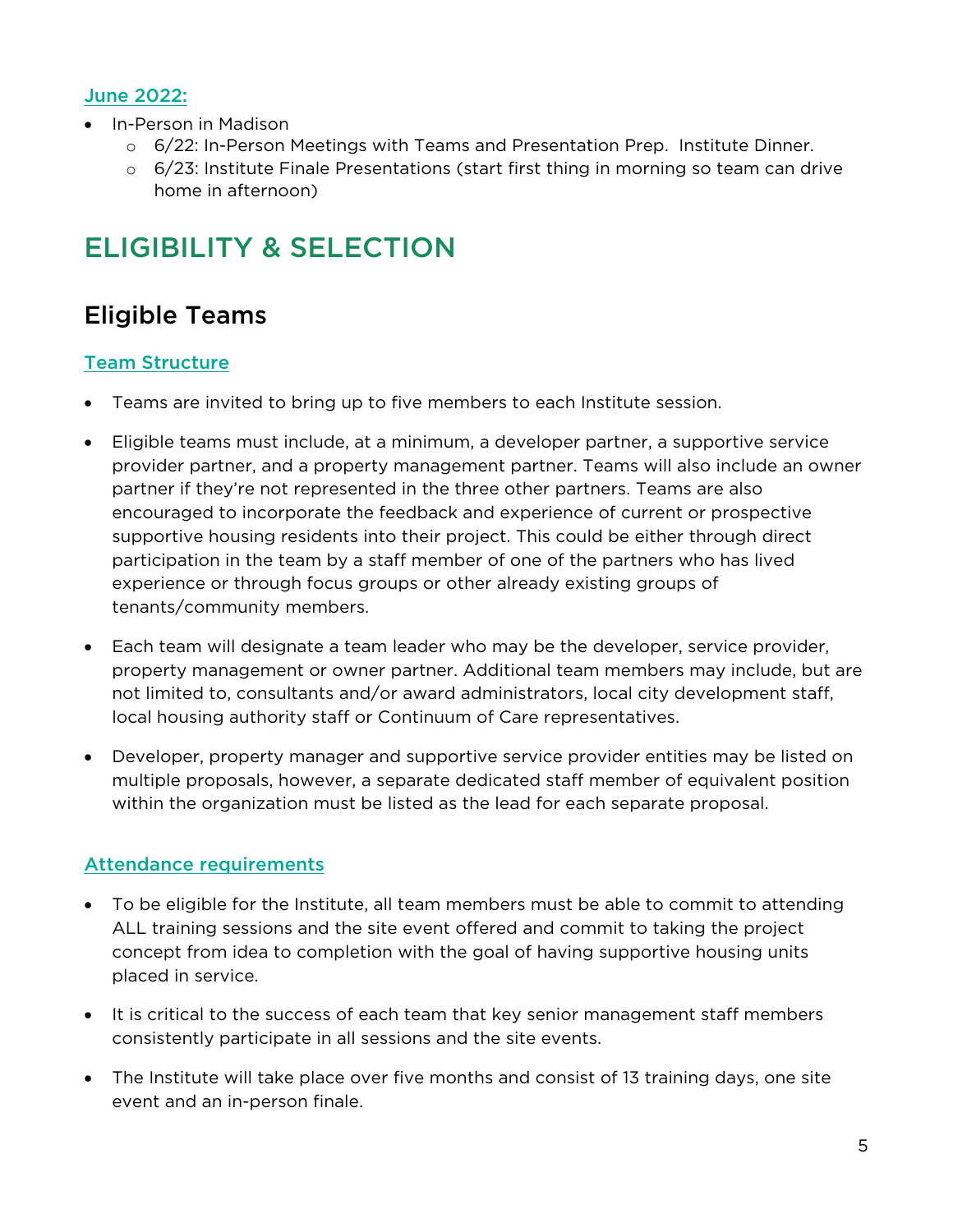### June 2022:

- In-Person in Madison
  - 6/22: In-Person Meetings with Teams and Presentation Prep. Institute Dinner.
  - 6/23: Institute Finale Presentations (start first thing in morning so team can drive home in afternoon)

# ELIGIBILITY & SELECTION

## Eligible Teams

### Team Structure

- Teams are invited to bring up to five members to each Institute session.
- Eligible teams must include, at a minimum, a developer partner, a supportive service provider partner, and a property management partner. Teams will also include an owner partner if they're not represented in the three other partners. Teams are also encouraged to incorporate the feedback and experience of current or prospective supportive housing residents into their project. This could be either through direct participation in the team by a staff member of one of the partners who has lived experience or through focus groups or other already existing groups of tenants/community members.
- Each team will designate a team leader who may be the developer, service provider, property management or owner partner. Additional team members may include, but are not limited to, consultants and/or award administrators, local city development staff, local housing authority staff or Continuum of Care representatives.
- Developer, property manager and supportive service provider entities may be listed on multiple proposals, however, a separate dedicated staff member of equivalent position within the organization must be listed as the lead for each separate proposal.

### Attendance requirements

- To be eligible for the Institute, all team members must be able to commit to attending ALL training sessions and the site event offered and commit to taking the project concept from idea to completion with the goal of having supportive housing units placed in service.
- It is critical to the success of each team that key senior management staff members consistently participate in all sessions and the site events.
- The Institute will take place over five months and consist of 13 training days, one site event and an in-person finale.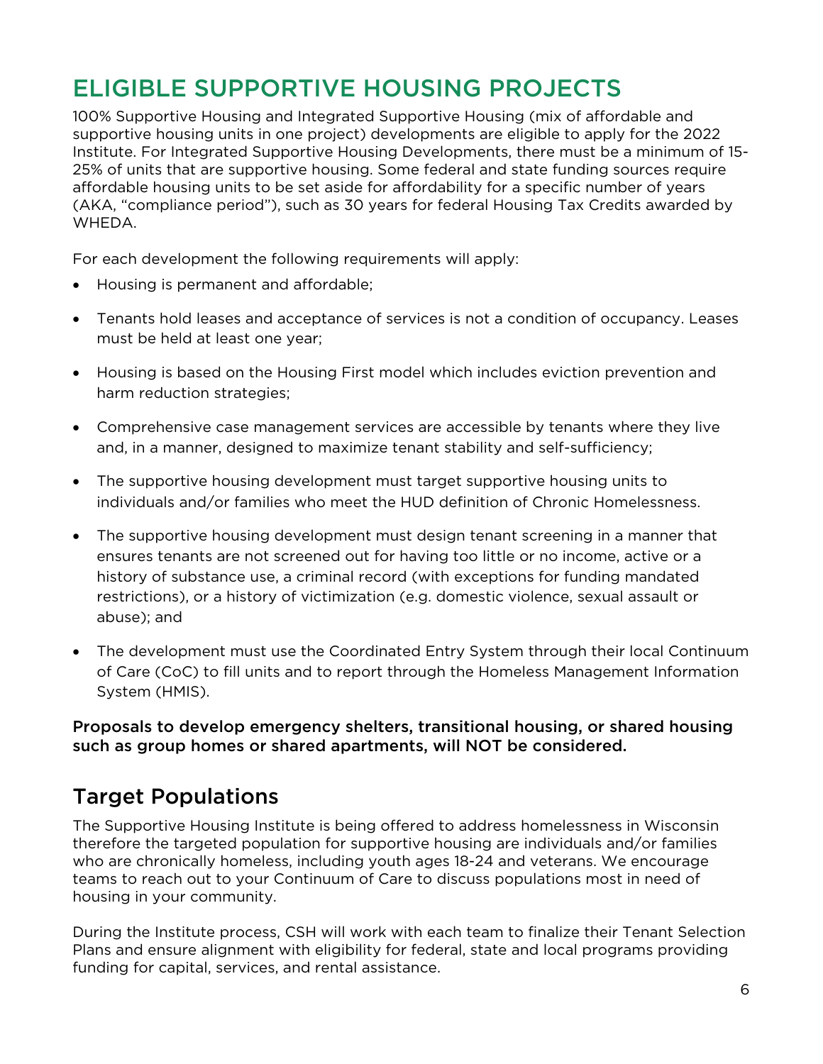# ELIGIBLE SUPPORTIVE HOUSING PROJECTS

100% Supportive Housing and Integrated Supportive Housing (mix of affordable and supportive housing units in one project) developments are eligible to apply for the 2022 Institute. For Integrated Supportive Housing Developments, there must be a minimum of 15-25% of units that are supportive housing. Some federal and state funding sources require affordable housing units to be set aside for affordability for a specific number of years (AKA, "compliance period"), such as 30 years for federal Housing Tax Credits awarded by WHEDA.

For each development the following requirements will apply:

- Housing is permanent and affordable;
- Tenants hold leases and acceptance of services is not a condition of occupancy. Leases must be held at least one year;
- Housing is based on the Housing First model which includes eviction prevention and harm reduction strategies;
- Comprehensive case management services are accessible by tenants where they live and, in a manner, designed to maximize tenant stability and self-sufficiency;
- The supportive housing development must target supportive housing units to individuals and/or families who meet the HUD definition of Chronic Homelessness.
- The supportive housing development must design tenant screening in a manner that ensures tenants are not screened out for having too little or no income, active or a history of substance use, a criminal record (with exceptions for funding mandated restrictions), or a history of victimization (e.g. domestic violence, sexual assault or abuse); and
- The development must use the Coordinated Entry System through their local Continuum of Care (CoC) to fill units and to report through the Homeless Management Information System (HMIS).

**Proposals to develop emergency shelters, transitional housing, or shared housing such as group homes or shared apartments, will NOT be considered.**

## Target Populations

The Supportive Housing Institute is being offered to address homelessness in Wisconsin therefore the targeted population for supportive housing are individuals and/or families who are chronically homeless, including youth ages 18-24 and veterans. We encourage teams to reach out to your Continuum of Care to discuss populations most in need of housing in your community.

During the Institute process, CSH will work with each team to finalize their Tenant Selection Plans and ensure alignment with eligibility for federal, state and local programs providing funding for capital, services, and rental assistance.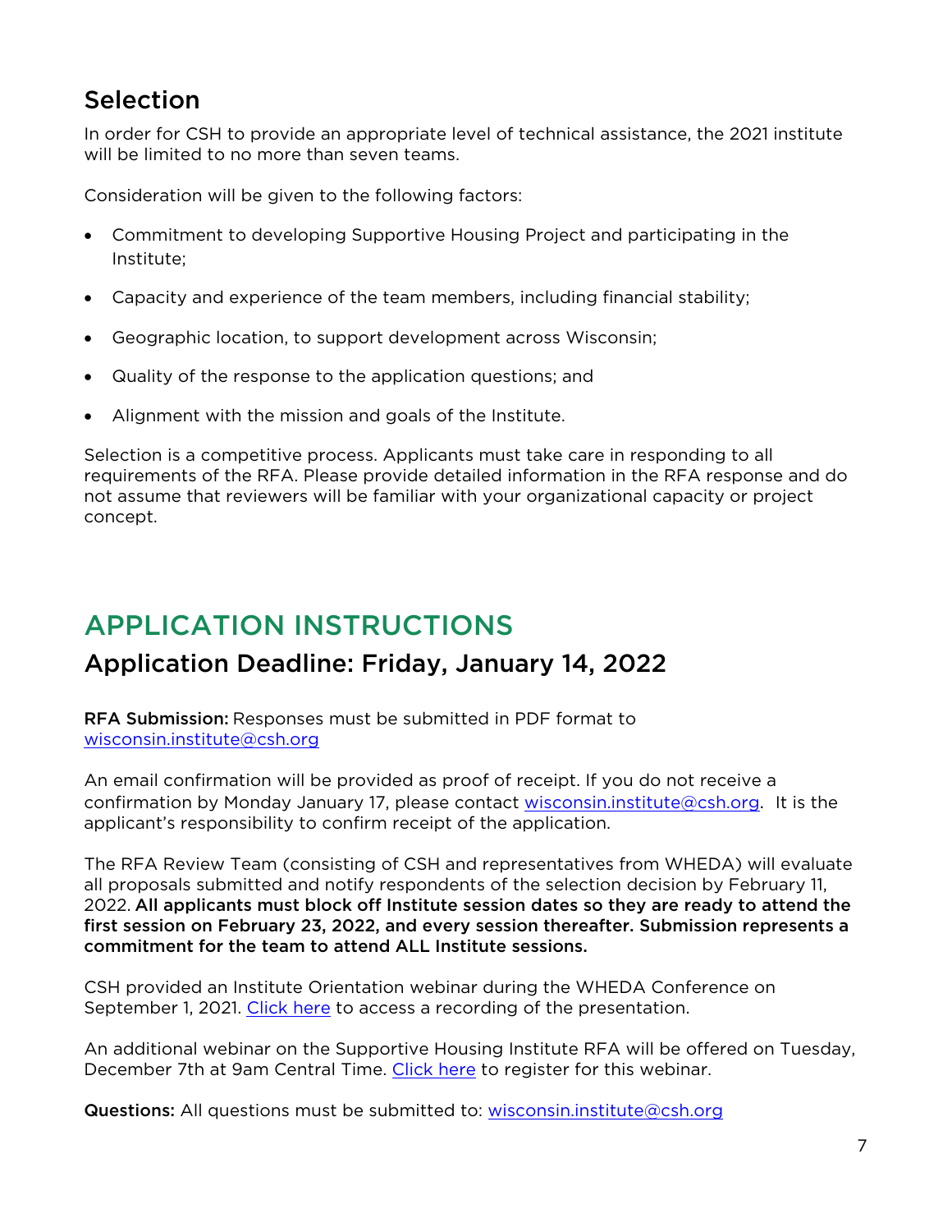## Selection

In order for CSH to provide an appropriate level of technical assistance, the 2021 institute will be limited to no more than seven teams.

Consideration will be given to the following factors:

- Commitment to developing Supportive Housing Project and participating in the Institute;
- Capacity and experience of the team members, including financial stability;
- Geographic location, to support development across Wisconsin;
- Quality of the response to the application questions; and
- Alignment with the mission and goals of the Institute.

Selection is a competitive process. Applicants must take care in responding to all requirements of the RFA. Please provide detailed information in the RFA response and do not assume that reviewers will be familiar with your organizational capacity or project concept.

# APPLICATION INSTRUCTIONS

## Application Deadline: Friday, January 14, 2022

**RFA Submission:** Responses must be submitted in PDF format to wisconsin.institute@csh.org

An email confirmation will be provided as proof of receipt. If you do not receive a confirmation by Monday January 17, please contact wisconsin.institute@csh.org. It is the applicant's responsibility to confirm receipt of the application.

The RFA Review Team (consisting of CSH and representatives from WHEDA) will evaluate all proposals submitted and notify respondents of the selection decision by February 11, 2022. **All applicants must block off Institute session dates so they are ready to attend the first session on February 23, 2022, and every session thereafter. Submission represents a commitment for the team to attend ALL Institute sessions.**

CSH provided an Institute Orientation webinar during the WHEDA Conference on September 1, 2021. Click here to access a recording of the presentation.

An additional webinar on the Supportive Housing Institute RFA will be offered on Tuesday, December 7th at 9am Central Time. Click here to register for this webinar.

**Questions:** All questions must be submitted to: wisconsin.institute@csh.org